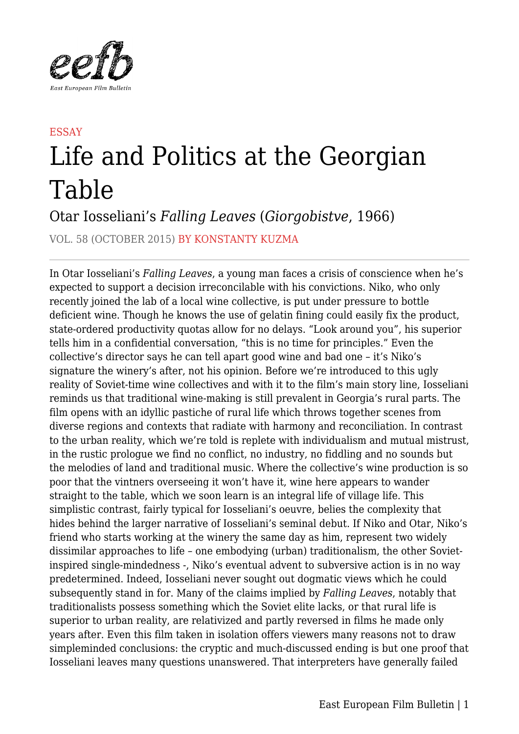ESSAY

# Life and Politics at the Georgian Table

## Otar Iosseliani's *Falling Leaves* (*Giorgobistve*, 1966)

VOL. 58 (OCTOBER 2015) BY KONSTANTY KUZMA

In Otar Iosseliani's *Falling Leaves*, a young man faces a crisis of conscience when he's expected to support a decision irreconcilable with his convictions. Niko, who only recently joined the lab of a local wine collective, is put under pressure to bottle deficient wine. Though he knows the use of gelatin fining could easily fix the product, state-ordered productivity quotas allow for no delays. "Look around you", his superior tells him in a confidential conversation, "this is no time for principles." Even the collective's director says he can tell apart good wine and bad one – it's Niko's signature the winery's after, not his opinion. Before we're introduced to this ugly reality of Soviet-time wine collectives and with it to the film's main story line, Iosseliani reminds us that traditional wine-making is still prevalent in Georgia's rural parts. The film opens with an idyllic pastiche of rural life which throws together scenes from diverse regions and contexts that radiate with harmony and reconciliation. In contrast to the urban reality, which we're told is replete with individualism and mutual mistrust, in the rustic prologue we find no conflict, no industry, no fiddling and no sounds but the melodies of land and traditional music. Where the collective's wine production is so poor that the vintners overseeing it won't have it, wine here appears to wander straight to the table, which we soon learn is an integral life of village life. This simplistic contrast, fairly typical for Iosseliani's oeuvre, belies the complexity that hides behind the larger narrative of Iosseliani's seminal debut. If Niko and Otar, Niko's friend who starts working at the winery the same day as him, represent two widely dissimilar approaches to life – one embodying (urban) traditionalism, the other Soviet-inspired single-mindedness -, Niko's eventual advent to subversive action is in no way predetermined. Indeed, Iosseliani never sought out dogmatic views which he could subsequently stand in for. Many of the claims implied by *Falling Leaves*, notably that traditionalists possess something which the Soviet elite lacks, or that rural life is superior to urban reality, are relativized and partly reversed in films he made only years after. Even this film taken in isolation offers viewers many reasons not to draw simpleminded conclusions: the cryptic and much-discussed ending is but one proof that Iosseliani leaves many questions unanswered. That interpreters have generally failed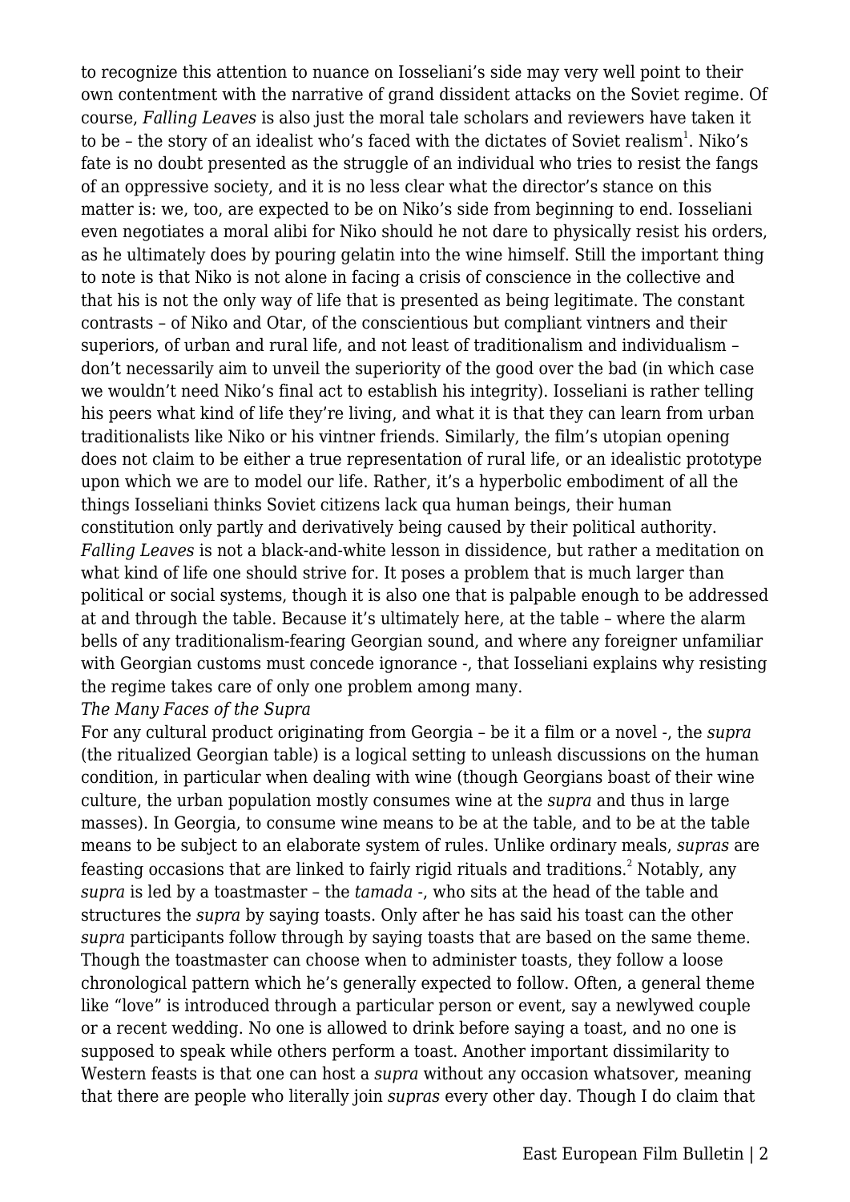to recognize this attention to nuance on Iosseliani's side may very well point to their own contentment with the narrative of grand dissident attacks on the Soviet regime. Of course, *Falling Leaves* is also just the moral tale scholars and reviewers have taken it to be – the story of an idealist who's faced with the dictates of Soviet realism[1]. Niko's fate is no doubt presented as the struggle of an individual who tries to resist the fangs of an oppressive society, and it is no less clear what the director's stance on this matter is: we, too, are expected to be on Niko's side from beginning to end. Iosseliani even negotiates a moral alibi for Niko should he not dare to physically resist his orders, as he ultimately does by pouring gelatin into the wine himself. Still the important thing to note is that Niko is not alone in facing a crisis of conscience in the collective and that his is not the only way of life that is presented as being legitimate. The constant contrasts – of Niko and Otar, of the conscientious but compliant vintners and their superiors, of urban and rural life, and not least of traditionalism and individualism – don't necessarily aim to unveil the superiority of the good over the bad (in which case we wouldn't need Niko's final act to establish his integrity). Iosseliani is rather telling his peers what kind of life they're living, and what it is that they can learn from urban traditionalists like Niko or his vintner friends. Similarly, the film's utopian opening does not claim to be either a true representation of rural life, or an idealistic prototype upon which we are to model our life. Rather, it's a hyperbolic embodiment of all the things Iosseliani thinks Soviet citizens lack qua human beings, their human constitution only partly and derivatively being caused by their political authority. *Falling Leaves* is not a black-and-white lesson in dissidence, but rather a meditation on what kind of life one should strive for. It poses a problem that is much larger than political or social systems, though it is also one that is palpable enough to be addressed at and through the table. Because it's ultimately here, at the table – where the alarm bells of any traditionalism-fearing Georgian sound, and where any foreigner unfamiliar with Georgian customs must concede ignorance -, that Iosseliani explains why resisting the regime takes care of only one problem among many.

*The Many Faces of the Supra*

For any cultural product originating from Georgia – be it a film or a novel -, the *supra* (the ritualized Georgian table) is a logical setting to unleash discussions on the human condition, in particular when dealing with wine (though Georgians boast of their wine culture, the urban population mostly consumes wine at the *supra* and thus in large masses). In Georgia, to consume wine means to be at the table, and to be at the table means to be subject to an elaborate system of rules. Unlike ordinary meals, *supras* are feasting occasions that are linked to fairly rigid rituals and traditions.[2] Notably, any *supra* is led by a toastmaster – the *tamada* -, who sits at the head of the table and structures the *supra* by saying toasts. Only after he has said his toast can the other *supra* participants follow through by saying toasts that are based on the same theme. Though the toastmaster can choose when to administer toasts, they follow a loose chronological pattern which he's generally expected to follow. Often, a general theme like "love" is introduced through a particular person or event, say a newlywed couple or a recent wedding. No one is allowed to drink before saying a toast, and no one is supposed to speak while others perform a toast. Another important dissimilarity to Western feasts is that one can host a *supra* without any occasion whatsoever, meaning that there are people who literally join *supras* every other day. Though I do claim that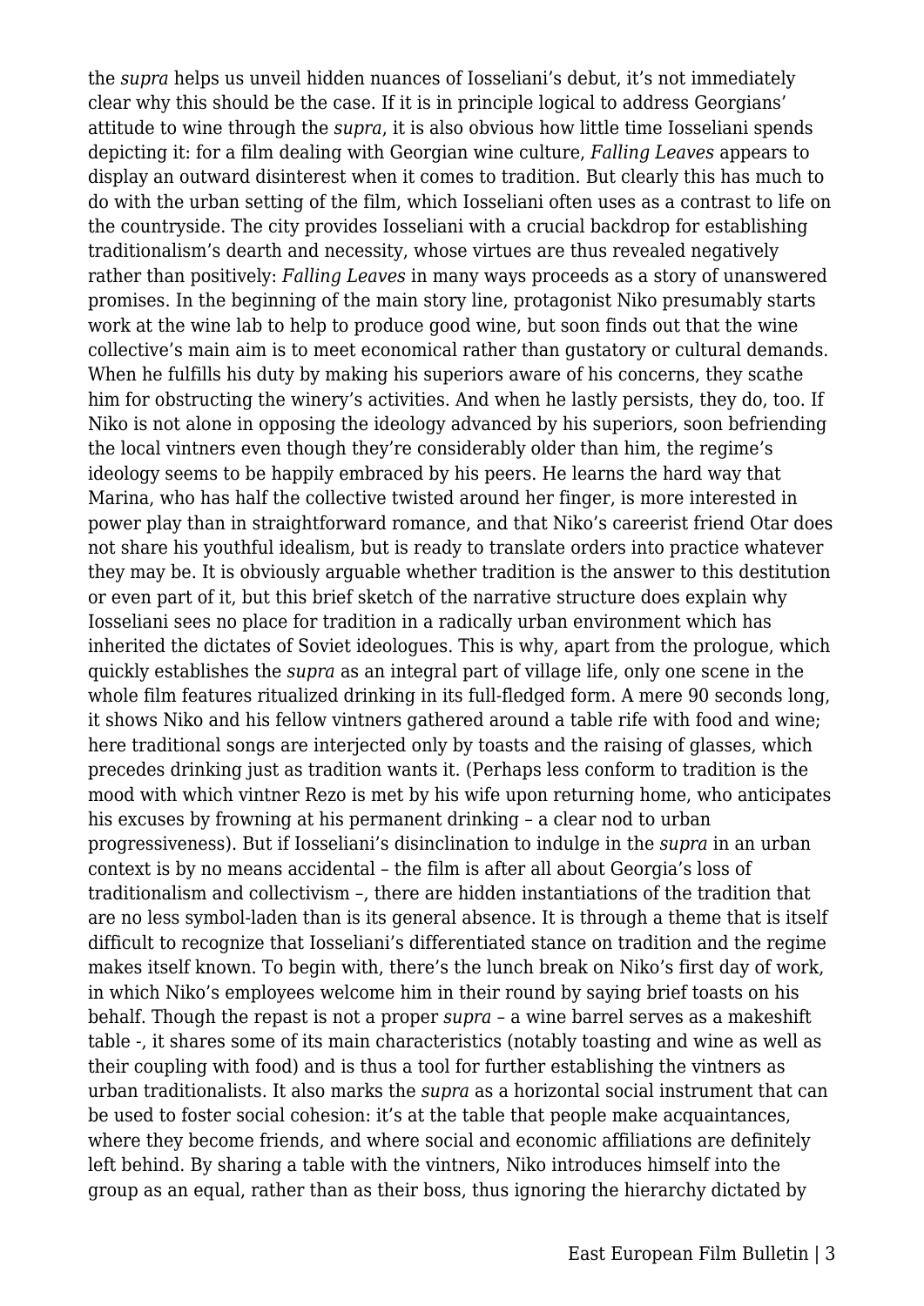the *supra* helps us unveil hidden nuances of Iosseliani's debut, it's not immediately clear why this should be the case. If it is in principle logical to address Georgians' attitude to wine through the *supra*, it is also obvious how little time Iosseliani spends depicting it: for a film dealing with Georgian wine culture, *Falling Leaves* appears to display an outward disinterest when it comes to tradition. But clearly this has much to do with the urban setting of the film, which Iosseliani often uses as a contrast to life on the countryside. The city provides Iosseliani with a crucial backdrop for establishing traditionalism's dearth and necessity, whose virtues are thus revealed negatively rather than positively: *Falling Leaves* in many ways proceeds as a story of unanswered promises. In the beginning of the main story line, protagonist Niko presumably starts work at the wine lab to help to produce good wine, but soon finds out that the wine collective's main aim is to meet economical rather than gustatory or cultural demands. When he fulfills his duty by making his superiors aware of his concerns, they scathe him for obstructing the winery's activities. And when he lastly persists, they do, too. If Niko is not alone in opposing the ideology advanced by his superiors, soon befriending the local vintners even though they're considerably older than him, the regime's ideology seems to be happily embraced by his peers. He learns the hard way that Marina, who has half the collective twisted around her finger, is more interested in power play than in straightforward romance, and that Niko's careerist friend Otar does not share his youthful idealism, but is ready to translate orders into practice whatever they may be. It is obviously arguable whether tradition is the answer to this destitution or even part of it, but this brief sketch of the narrative structure does explain why Iosseliani sees no place for tradition in a radically urban environment which has inherited the dictates of Soviet ideologues. This is why, apart from the prologue, which quickly establishes the *supra* as an integral part of village life, only one scene in the whole film features ritualized drinking in its full-fledged form. A mere 90 seconds long, it shows Niko and his fellow vintners gathered around a table rife with food and wine; here traditional songs are interjected only by toasts and the raising of glasses, which precedes drinking just as tradition wants it. (Perhaps less conform to tradition is the mood with which vintner Rezo is met by his wife upon returning home, who anticipates his excuses by frowning at his permanent drinking – a clear nod to urban progressiveness). But if Iosseliani's disinclination to indulge in the *supra* in an urban context is by no means accidental – the film is after all about Georgia's loss of traditionalism and collectivism –, there are hidden instantiations of the tradition that are no less symbol-laden than is its general absence. It is through a theme that is itself difficult to recognize that Iosseliani's differentiated stance on tradition and the regime makes itself known. To begin with, there's the lunch break on Niko's first day of work, in which Niko's employees welcome him in their round by saying brief toasts on his behalf. Though the repast is not a proper *supra* – a wine barrel serves as a makeshift table -, it shares some of its main characteristics (notably toasting and wine as well as their coupling with food) and is thus a tool for further establishing the vintners as urban traditionalists. It also marks the *supra* as a horizontal social instrument that can be used to foster social cohesion: it's at the table that people make acquaintances, where they become friends, and where social and economic affiliations are definitely left behind. By sharing a table with the vintners, Niko introduces himself into the group as an equal, rather than as their boss, thus ignoring the hierarchy dictated by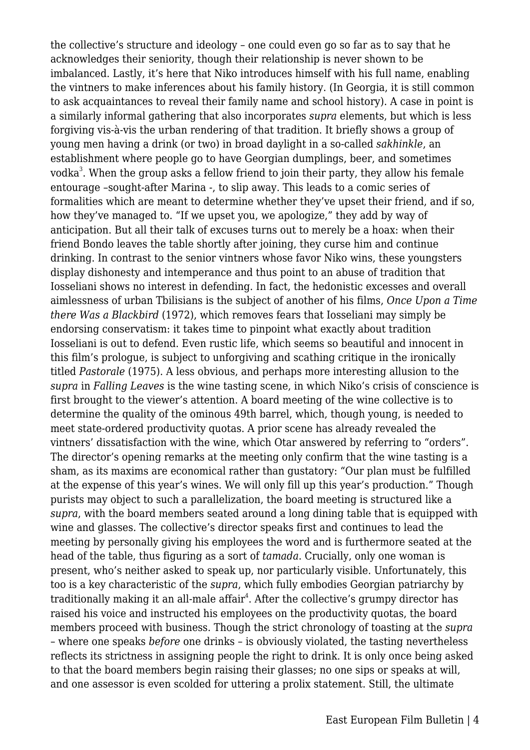the collective's structure and ideology – one could even go so far as to say that he acknowledges their seniority, though their relationship is never shown to be imbalanced. Lastly, it's here that Niko introduces himself with his full name, enabling the vintners to make inferences about his family history. (In Georgia, it is still common to ask acquaintances to reveal their family name and school history). A case in point is a similarly informal gathering that also incorporates *supra* elements, but which is less forgiving vis-à-vis the urban rendering of that tradition. It briefly shows a group of young men having a drink (or two) in broad daylight in a so-called *sakhinkle*, an establishment where people go to have Georgian dumplings, beer, and sometimes vodka[3]. When the group asks a fellow friend to join their party, they allow his female entourage –sought-after Marina -, to slip away. This leads to a comic series of formalities which are meant to determine whether they've upset their friend, and if so, how they've managed to. "If we upset you, we apologize," they add by way of anticipation. But all their talk of excuses turns out to merely be a hoax: when their friend Bondo leaves the table shortly after joining, they curse him and continue drinking. In contrast to the senior vintners whose favor Niko wins, these youngsters display dishonesty and intemperance and thus point to an abuse of tradition that Iosseliani shows no interest in defending. In fact, the hedonistic excesses and overall aimlessness of urban Tbilisians is the subject of another of his films, *Once Upon a Time there Was a Blackbird* (1972), which removes fears that Iosseliani may simply be endorsing conservatism: it takes time to pinpoint what exactly about tradition Iosseliani is out to defend. Even rustic life, which seems so beautiful and innocent in this film's prologue, is subject to unforgiving and scathing critique in the ironically titled *Pastorale* (1975). A less obvious, and perhaps more interesting allusion to the *supra* in *Falling Leaves* is the wine tasting scene, in which Niko's crisis of conscience is first brought to the viewer's attention. A board meeting of the wine collective is to determine the quality of the ominous 49th barrel, which, though young, is needed to meet state-ordered productivity quotas. A prior scene has already revealed the vintners' dissatisfaction with the wine, which Otar answered by referring to "orders". The director's opening remarks at the meeting only confirm that the wine tasting is a sham, as its maxims are economical rather than gustatory: "Our plan must be fulfilled at the expense of this year's wines. We will only fill up this year's production." Though purists may object to such a parallelization, the board meeting is structured like a *supra*, with the board members seated around a long dining table that is equipped with wine and glasses. The collective's director speaks first and continues to lead the meeting by personally giving his employees the word and is furthermore seated at the head of the table, thus figuring as a sort of *tamada*. Crucially, only one woman is present, who's neither asked to speak up, nor particularly visible. Unfortunately, this too is a key characteristic of the *supra*, which fully embodies Georgian patriarchy by traditionally making it an all-male affair[4]. After the collective's grumpy director has raised his voice and instructed his employees on the productivity quotas, the board members proceed with business. Though the strict chronology of toasting at the *supra* – where one speaks *before* one drinks – is obviously violated, the tasting nevertheless reflects its strictness in assigning people the right to drink. It is only once being asked to that the board members begin raising their glasses; no one sips or speaks at will, and one assessor is even scolded for uttering a prolix statement. Still, the ultimate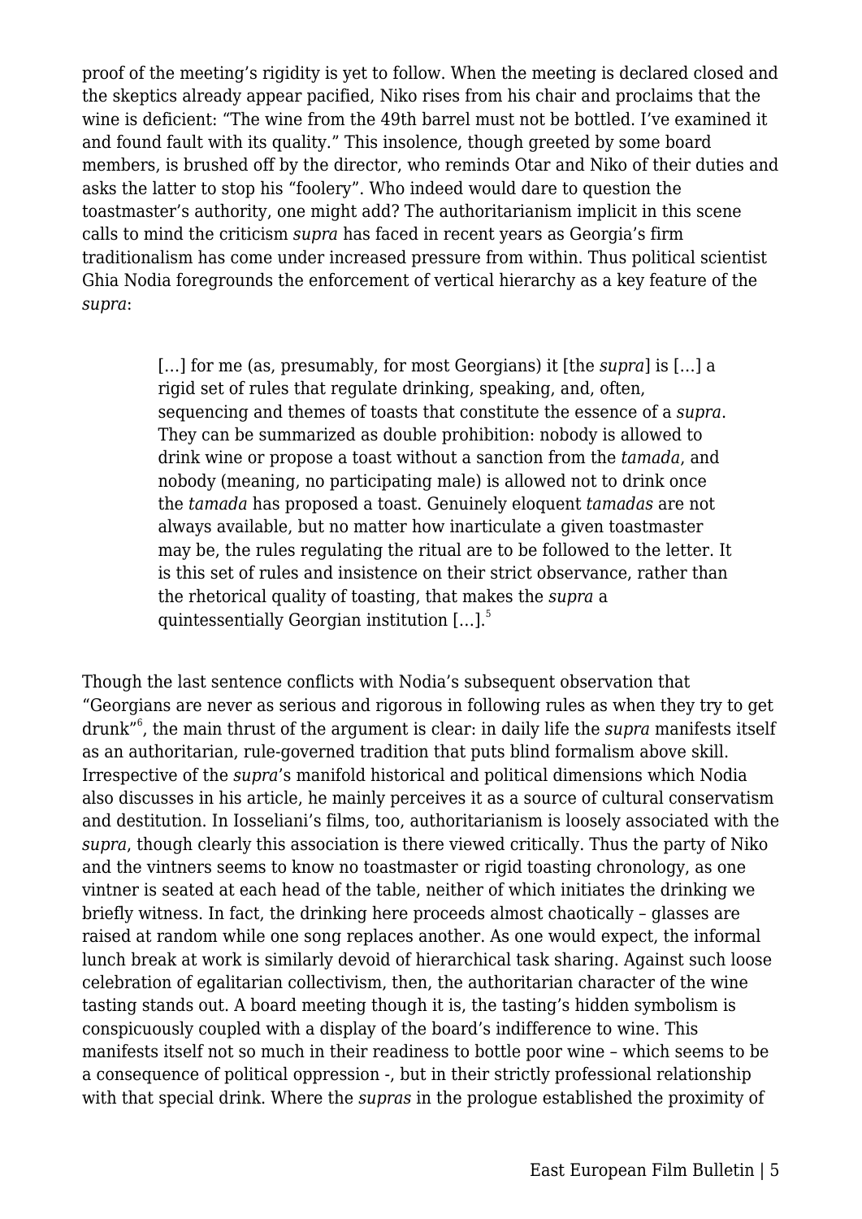proof of the meeting's rigidity is yet to follow. When the meeting is declared closed and the skeptics already appear pacified, Niko rises from his chair and proclaims that the wine is deficient: "The wine from the 49th barrel must not be bottled. I've examined it and found fault with its quality." This insolence, though greeted by some board members, is brushed off by the director, who reminds Otar and Niko of their duties and asks the latter to stop his "foolery". Who indeed would dare to question the toastmaster's authority, one might add? The authoritarianism implicit in this scene calls to mind the criticism *supra* has faced in recent years as Georgia's firm traditionalism has come under increased pressure from within. Thus political scientist Ghia Nodia foregrounds the enforcement of vertical hierarchy as a key feature of the *supra*:

> […] for me (as, presumably, for most Georgians) it [the *supra*] is […] a rigid set of rules that regulate drinking, speaking, and, often, sequencing and themes of toasts that constitute the essence of a *supra*. They can be summarized as double prohibition: nobody is allowed to drink wine or propose a toast without a sanction from the *tamada*, and nobody (meaning, no participating male) is allowed not to drink once the *tamada* has proposed a toast. Genuinely eloquent *tamadas* are not always available, but no matter how inarticulate a given toastmaster may be, the rules regulating the ritual are to be followed to the letter. It is this set of rules and insistence on their strict observance, rather than the rhetorical quality of toasting, that makes the *supra* a quintessentially Georgian institution […].[5]

Though the last sentence conflicts with Nodia's subsequent observation that "Georgians are never as serious and rigorous in following rules as when they try to get drunk"[6], the main thrust of the argument is clear: in daily life the *supra* manifests itself as an authoritarian, rule-governed tradition that puts blind formalism above skill. Irrespective of the *supra*'s manifold historical and political dimensions which Nodia also discusses in his article, he mainly perceives it as a source of cultural conservatism and destitution. In Iosseliani's films, too, authoritarianism is loosely associated with the *supra*, though clearly this association is there viewed critically. Thus the party of Niko and the vintners seems to know no toastmaster or rigid toasting chronology, as one vintner is seated at each head of the table, neither of which initiates the drinking we briefly witness. In fact, the drinking here proceeds almost chaotically – glasses are raised at random while one song replaces another. As one would expect, the informal lunch break at work is similarly devoid of hierarchical task sharing. Against such loose celebration of egalitarian collectivism, then, the authoritarian character of the wine tasting stands out. A board meeting though it is, the tasting's hidden symbolism is conspicuously coupled with a display of the board's indifference to wine. This manifests itself not so much in their readiness to bottle poor wine – which seems to be a consequence of political oppression -, but in their strictly professional relationship with that special drink. Where the *supras* in the prologue established the proximity of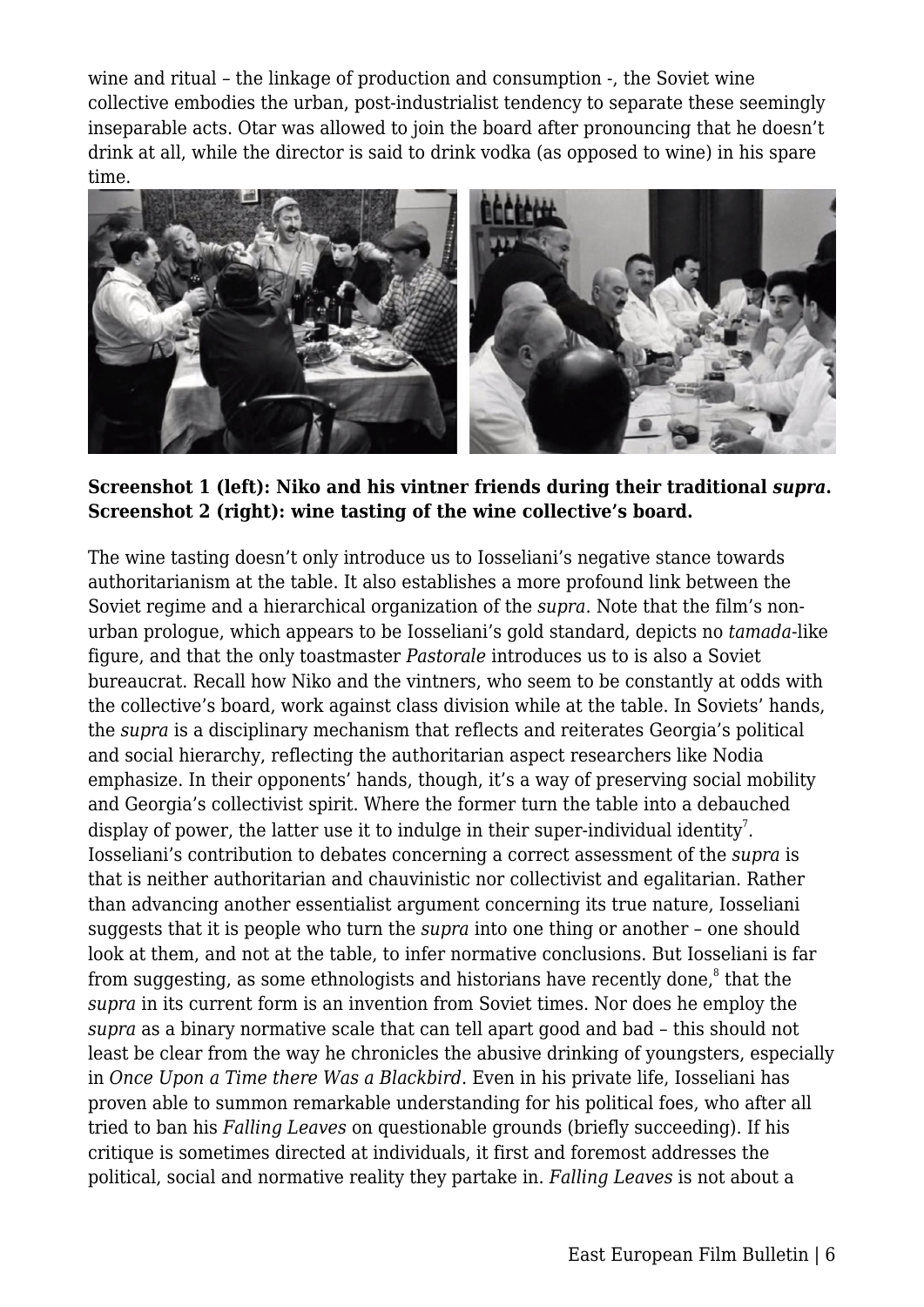wine and ritual – the linkage of production and consumption -, the Soviet wine collective embodies the urban, post-industrialist tendency to separate these seemingly inseparable acts. Otar was allowed to join the board after pronouncing that he doesn't drink at all, while the director is said to drink vodka (as opposed to wine) in his spare time.

**Screenshot 1 (left): Niko and his vintner friends during their traditional *supra*. Screenshot 2 (right): wine tasting of the wine collective's board.**

The wine tasting doesn't only introduce us to Iosseliani's negative stance towards authoritarianism at the table. It also establishes a more profound link between the Soviet regime and a hierarchical organization of the *supra*. Note that the film's non-urban prologue, which appears to be Iosseliani's gold standard, depicts no *tamada*-like figure, and that the only toastmaster *Pastorale* introduces us to is also a Soviet bureaucrat. Recall how Niko and the vintners, who seem to be constantly at odds with the collective's board, work against class division while at the table. In Soviets' hands, the *supra* is a disciplinary mechanism that reflects and reiterates Georgia's political and social hierarchy, reflecting the authoritarian aspect researchers like Nodia emphasize. In their opponents' hands, though, it's a way of preserving social mobility and Georgia's collectivist spirit. Where the former turn the table into a debauched display of power, the latter use it to indulge in their super-individual identity[7]. Iosseliani's contribution to debates concerning a correct assessment of the *supra* is that is neither authoritarian and chauvinistic nor collectivist and egalitarian. Rather than advancing another essentialist argument concerning its true nature, Iosseliani suggests that it is people who turn the *supra* into one thing or another – one should look at them, and not at the table, to infer normative conclusions. But Iosseliani is far from suggesting, as some ethnologists and historians have recently done,[8] that the *supra* in its current form is an invention from Soviet times. Nor does he employ the *supra* as a binary normative scale that can tell apart good and bad – this should not least be clear from the way he chronicles the abusive drinking of youngsters, especially in *Once Upon a Time there Was a Blackbird*. Even in his private life, Iosseliani has proven able to summon remarkable understanding for his political foes, who after all tried to ban his *Falling Leaves* on questionable grounds (briefly succeeding). If his critique is sometimes directed at individuals, it first and foremost addresses the political, social and normative reality they partake in. *Falling Leaves* is not about a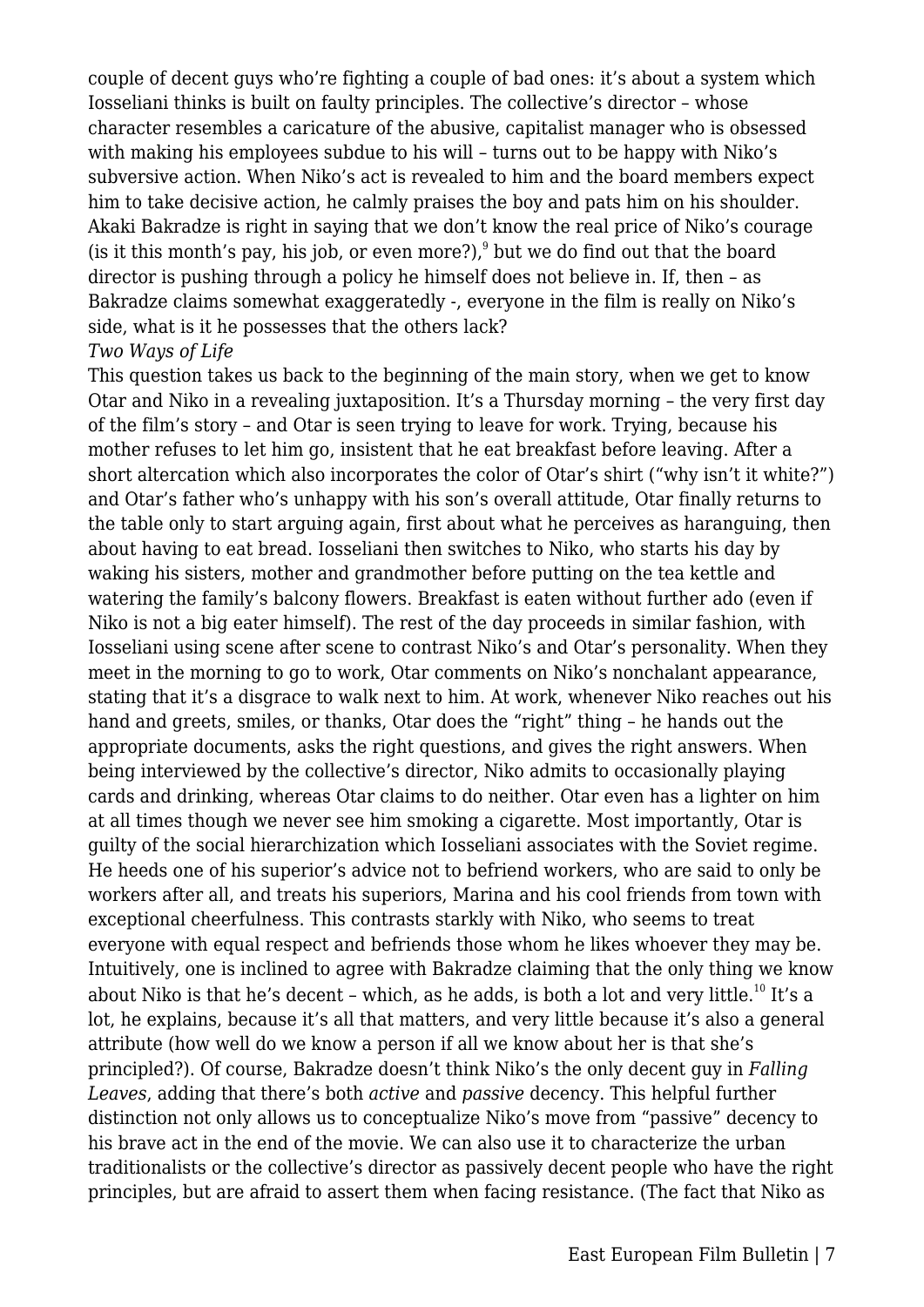couple of decent guys who're fighting a couple of bad ones: it's about a system which Iosseliani thinks is built on faulty principles. The collective's director – whose character resembles a caricature of the abusive, capitalist manager who is obsessed with making his employees subdue to his will – turns out to be happy with Niko's subversive action. When Niko's act is revealed to him and the board members expect him to take decisive action, he calmly praises the boy and pats him on his shoulder. Akaki Bakradze is right in saying that we don't know the real price of Niko's courage (is it this month's pay, his job, or even more?),[9] but we do find out that the board director is pushing through a policy he himself does not believe in. If, then – as Bakradze claims somewhat exaggeratedly -, everyone in the film is really on Niko's side, what is it he possesses that the others lack?

### *Two Ways of Life*

This question takes us back to the beginning of the main story, when we get to know Otar and Niko in a revealing juxtaposition. It's a Thursday morning – the very first day of the film's story – and Otar is seen trying to leave for work. Trying, because his mother refuses to let him go, insistent that he eat breakfast before leaving. After a short altercation which also incorporates the color of Otar's shirt ("why isn't it white?") and Otar's father who's unhappy with his son's overall attitude, Otar finally returns to the table only to start arguing again, first about what he perceives as haranguing, then about having to eat bread. Iosseliani then switches to Niko, who starts his day by waking his sisters, mother and grandmother before putting on the tea kettle and watering the family's balcony flowers. Breakfast is eaten without further ado (even if Niko is not a big eater himself). The rest of the day proceeds in similar fashion, with Iosseliani using scene after scene to contrast Niko's and Otar's personality. When they meet in the morning to go to work, Otar comments on Niko's nonchalant appearance, stating that it's a disgrace to walk next to him. At work, whenever Niko reaches out his hand and greets, smiles, or thanks, Otar does the "right" thing – he hands out the appropriate documents, asks the right questions, and gives the right answers. When being interviewed by the collective's director, Niko admits to occasionally playing cards and drinking, whereas Otar claims to do neither. Otar even has a lighter on him at all times though we never see him smoking a cigarette. Most importantly, Otar is guilty of the social hierarchization which Iosseliani associates with the Soviet regime. He heeds one of his superior's advice not to befriend workers, who are said to only be workers after all, and treats his superiors, Marina and his cool friends from town with exceptional cheerfulness. This contrasts starkly with Niko, who seems to treat everyone with equal respect and befriends those whom he likes whoever they may be. Intuitively, one is inclined to agree with Bakradze claiming that the only thing we know about Niko is that he's decent – which, as he adds, is both a lot and very little.[10] It's a lot, he explains, because it's all that matters, and very little because it's also a general attribute (how well do we know a person if all we know about her is that she's principled?). Of course, Bakradze doesn't think Niko's the only decent guy in *Falling Leaves*, adding that there's both *active* and *passive* decency. This helpful further distinction not only allows us to conceptualize Niko's move from "passive" decency to his brave act in the end of the movie. We can also use it to characterize the urban traditionalists or the collective's director as passively decent people who have the right principles, but are afraid to assert them when facing resistance. (The fact that Niko as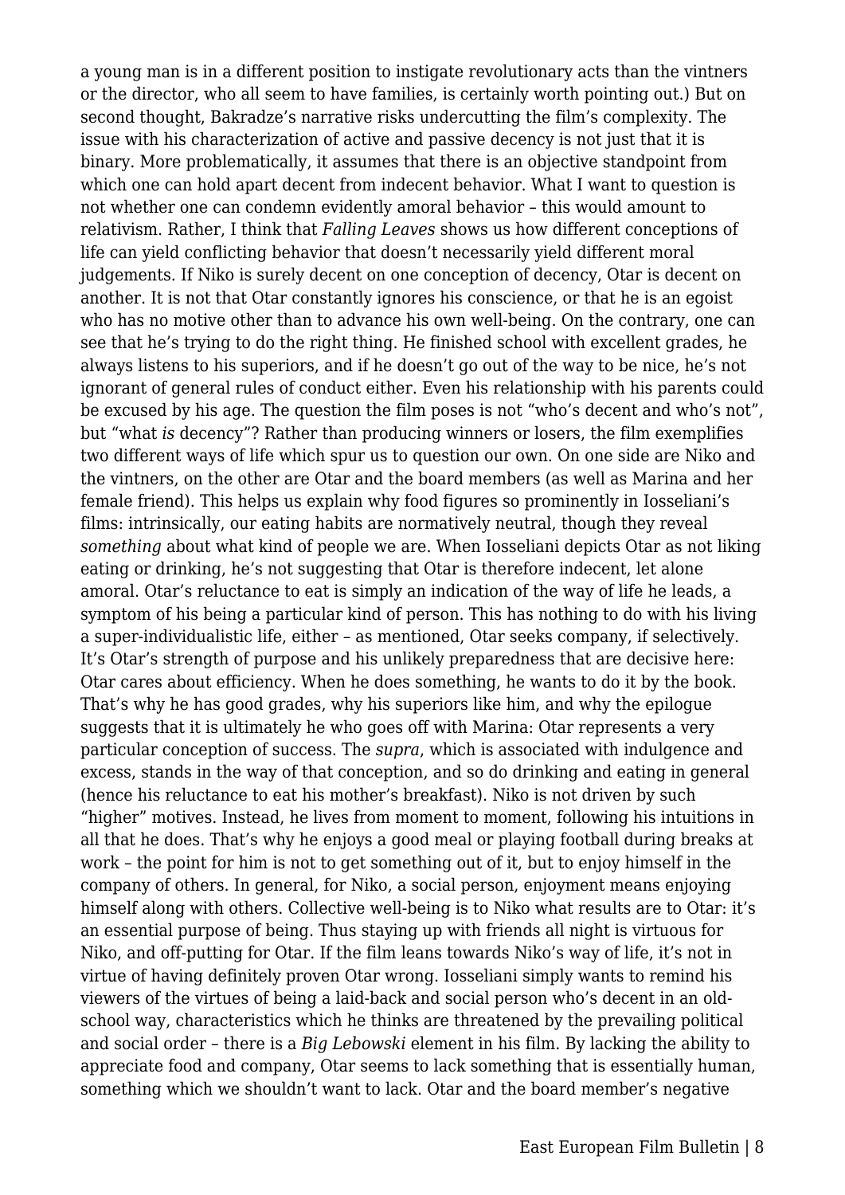a young man is in a different position to instigate revolutionary acts than the vintners or the director, who all seem to have families, is certainly worth pointing out.) But on second thought, Bakradze's narrative risks undercutting the film's complexity. The issue with his characterization of active and passive decency is not just that it is binary. More problematically, it assumes that there is an objective standpoint from which one can hold apart decent from indecent behavior. What I want to question is not whether one can condemn evidently amoral behavior – this would amount to relativism. Rather, I think that *Falling Leaves* shows us how different conceptions of life can yield conflicting behavior that doesn't necessarily yield different moral judgements. If Niko is surely decent on one conception of decency, Otar is decent on another. It is not that Otar constantly ignores his conscience, or that he is an egoist who has no motive other than to advance his own well-being. On the contrary, one can see that he's trying to do the right thing. He finished school with excellent grades, he always listens to his superiors, and if he doesn't go out of the way to be nice, he's not ignorant of general rules of conduct either. Even his relationship with his parents could be excused by his age. The question the film poses is not "who's decent and who's not", but "what *is* decency"? Rather than producing winners or losers, the film exemplifies two different ways of life which spur us to question our own. On one side are Niko and the vintners, on the other are Otar and the board members (as well as Marina and her female friend). This helps us explain why food figures so prominently in Iosseliani's films: intrinsically, our eating habits are normatively neutral, though they reveal *something* about what kind of people we are. When Iosseliani depicts Otar as not liking eating or drinking, he's not suggesting that Otar is therefore indecent, let alone amoral. Otar's reluctance to eat is simply an indication of the way of life he leads, a symptom of his being a particular kind of person. This has nothing to do with his living a super-individualistic life, either – as mentioned, Otar seeks company, if selectively. It's Otar's strength of purpose and his unlikely preparedness that are decisive here: Otar cares about efficiency. When he does something, he wants to do it by the book. That's why he has good grades, why his superiors like him, and why the epilogue suggests that it is ultimately he who goes off with Marina: Otar represents a very particular conception of success. The *supra*, which is associated with indulgence and excess, stands in the way of that conception, and so do drinking and eating in general (hence his reluctance to eat his mother's breakfast). Niko is not driven by such "higher" motives. Instead, he lives from moment to moment, following his intuitions in all that he does. That's why he enjoys a good meal or playing football during breaks at work – the point for him is not to get something out of it, but to enjoy himself in the company of others. In general, for Niko, a social person, enjoyment means enjoying himself along with others. Collective well-being is to Niko what results are to Otar: it's an essential purpose of being. Thus staying up with friends all night is virtuous for Niko, and off-putting for Otar. If the film leans towards Niko's way of life, it's not in virtue of having definitely proven Otar wrong. Iosseliani simply wants to remind his viewers of the virtues of being a laid-back and social person who's decent in an old-school way, characteristics which he thinks are threatened by the prevailing political and social order – there is a *Big Lebowski* element in his film. By lacking the ability to appreciate food and company, Otar seems to lack something that is essentially human, something which we shouldn't want to lack. Otar and the board member's negative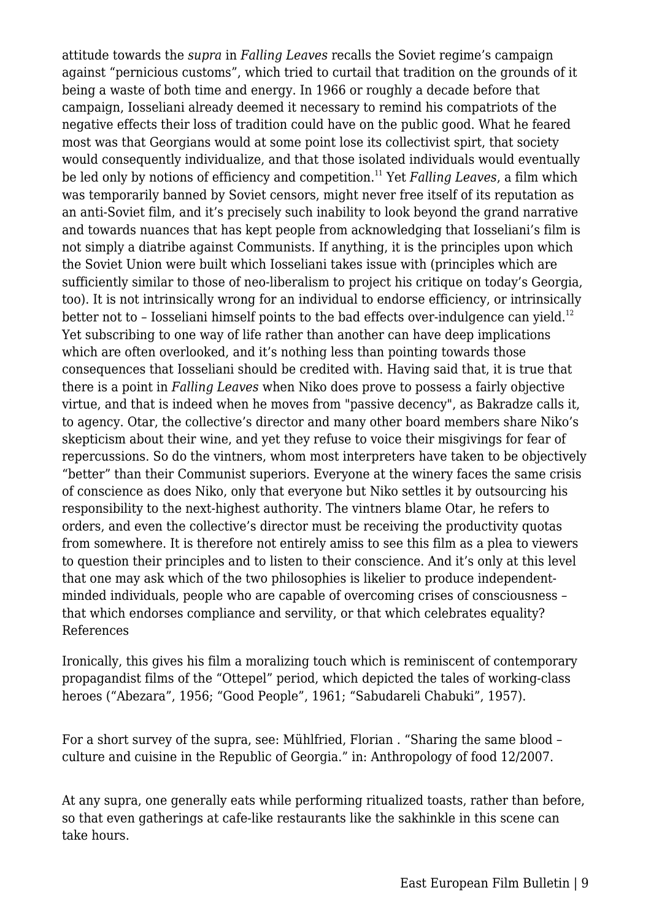attitude towards the *supra* in *Falling Leaves* recalls the Soviet regime's campaign against "pernicious customs", which tried to curtail that tradition on the grounds of it being a waste of both time and energy. In 1966 or roughly a decade before that campaign, Iosseliani already deemed it necessary to remind his compatriots of the negative effects their loss of tradition could have on the public good. What he feared most was that Georgians would at some point lose its collectivist spirt, that society would consequently individualize, and that those isolated individuals would eventually be led only by notions of efficiency and competition.[11] Yet *Falling Leaves*, a film which was temporarily banned by Soviet censors, might never free itself of its reputation as an anti-Soviet film, and it's precisely such inability to look beyond the grand narrative and towards nuances that has kept people from acknowledging that Iosseliani's film is not simply a diatribe against Communists. If anything, it is the principles upon which the Soviet Union were built which Iosseliani takes issue with (principles which are sufficiently similar to those of neo-liberalism to project his critique on today's Georgia, too). It is not intrinsically wrong for an individual to endorse efficiency, or intrinsically better not to – Iosseliani himself points to the bad effects over-indulgence can yield.[12] Yet subscribing to one way of life rather than another can have deep implications which are often overlooked, and it's nothing less than pointing towards those consequences that Iosseliani should be credited with. Having said that, it is true that there is a point in *Falling Leaves* when Niko does prove to possess a fairly objective virtue, and that is indeed when he moves from "passive decency", as Bakradze calls it, to agency. Otar, the collective's director and many other board members share Niko's skepticism about their wine, and yet they refuse to voice their misgivings for fear of repercussions. So do the vintners, whom most interpreters have taken to be objectively "better" than their Communist superiors. Everyone at the winery faces the same crisis of conscience as does Niko, only that everyone but Niko settles it by outsourcing his responsibility to the next-highest authority. The vintners blame Otar, he refers to orders, and even the collective's director must be receiving the productivity quotas from somewhere. It is therefore not entirely amiss to see this film as a plea to viewers to question their principles and to listen to their conscience. And it's only at this level that one may ask which of the two philosophies is likelier to produce independent-minded individuals, people who are capable of overcoming crises of consciousness – that which endorses compliance and servility, or that which celebrates equality?

References

Ironically, this gives his film a moralizing touch which is reminiscent of contemporary propagandist films of the "Ottepel" period, which depicted the tales of working-class heroes ("Abezara", 1956; "Good People", 1961; "Sabudareli Chabuki", 1957).

For a short survey of the supra, see: Mühlfried, Florian . "Sharing the same blood – culture and cuisine in the Republic of Georgia." in: Anthropology of food 12/2007.

At any supra, one generally eats while performing ritualized toasts, rather than before, so that even gatherings at cafe-like restaurants like the sakhinkle in this scene can take hours.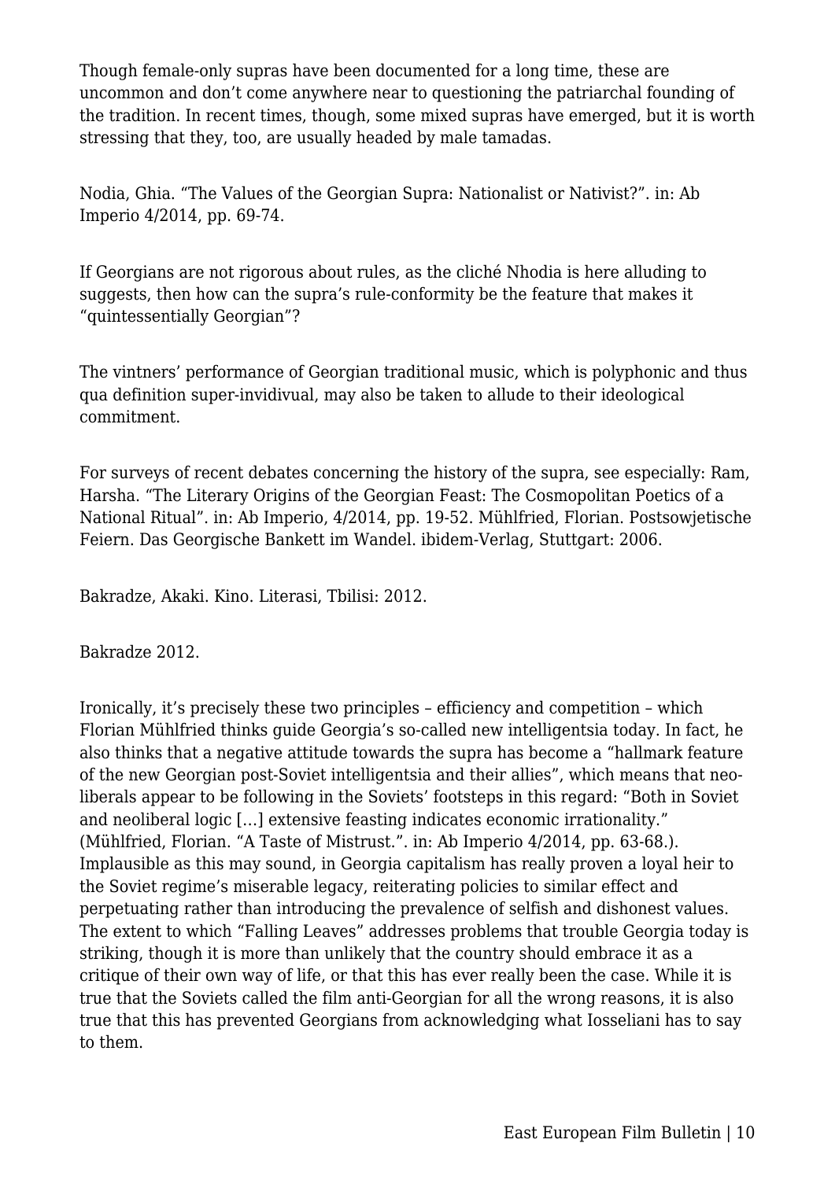Though female-only supras have been documented for a long time, these are uncommon and don't come anywhere near to questioning the patriarchal founding of the tradition. In recent times, though, some mixed supras have emerged, but it is worth stressing that they, too, are usually headed by male tamadas.

Nodia, Ghia. "The Values of the Georgian Supra: Nationalist or Nativist?". in: Ab Imperio 4/2014, pp. 69-74.

If Georgians are not rigorous about rules, as the cliché Nhodia is here alluding to suggests, then how can the supra's rule-conformity be the feature that makes it "quintessentially Georgian"?

The vintners' performance of Georgian traditional music, which is polyphonic and thus qua definition super-invidivual, may also be taken to allude to their ideological commitment.

For surveys of recent debates concerning the history of the supra, see especially: Ram, Harsha. "The Literary Origins of the Georgian Feast: The Cosmopolitan Poetics of a National Ritual". in: Ab Imperio, 4/2014, pp. 19-52. Mühlfried, Florian. Postsowjetische Feiern. Das Georgische Bankett im Wandel. ibidem-Verlag, Stuttgart: 2006.

Bakradze, Akaki. Kino. Literasi, Tbilisi: 2012.

Bakradze 2012.

Ironically, it's precisely these two principles – efficiency and competition – which Florian Mühlfried thinks guide Georgia's so-called new intelligentsia today. In fact, he also thinks that a negative attitude towards the supra has become a "hallmark feature of the new Georgian post-Soviet intelligentsia and their allies", which means that neo-liberals appear to be following in the Soviets' footsteps in this regard: "Both in Soviet and neoliberal logic […] extensive feasting indicates economic irrationality." (Mühlfried, Florian. "A Taste of Mistrust.". in: Ab Imperio 4/2014, pp. 63-68.). Implausible as this may sound, in Georgia capitalism has really proven a loyal heir to the Soviet regime's miserable legacy, reiterating policies to similar effect and perpetuating rather than introducing the prevalence of selfish and dishonest values. The extent to which "Falling Leaves" addresses problems that trouble Georgia today is striking, though it is more than unlikely that the country should embrace it as a critique of their own way of life, or that this has ever really been the case. While it is true that the Soviets called the film anti-Georgian for all the wrong reasons, it is also true that this has prevented Georgians from acknowledging what Iosseliani has to say to them.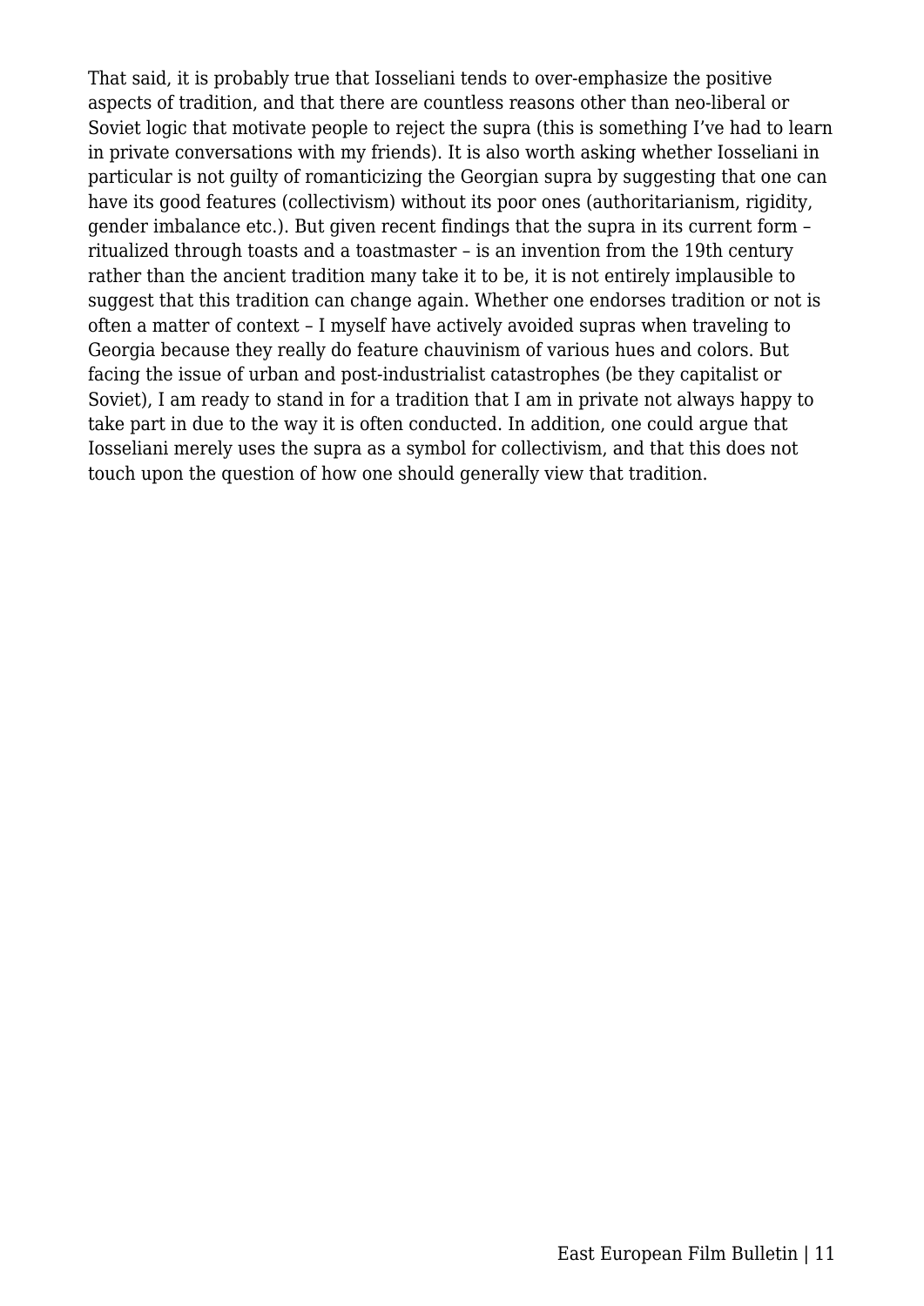That said, it is probably true that Iosseliani tends to over-emphasize the positive aspects of tradition, and that there are countless reasons other than neo-liberal or Soviet logic that motivate people to reject the supra (this is something I've had to learn in private conversations with my friends). It is also worth asking whether Iosseliani in particular is not guilty of romanticizing the Georgian supra by suggesting that one can have its good features (collectivism) without its poor ones (authoritarianism, rigidity, gender imbalance etc.). But given recent findings that the supra in its current form – ritualized through toasts and a toastmaster – is an invention from the 19th century rather than the ancient tradition many take it to be, it is not entirely implausible to suggest that this tradition can change again. Whether one endorses tradition or not is often a matter of context – I myself have actively avoided supras when traveling to Georgia because they really do feature chauvinism of various hues and colors. But facing the issue of urban and post-industrialist catastrophes (be they capitalist or Soviet), I am ready to stand in for a tradition that I am in private not always happy to take part in due to the way it is often conducted. In addition, one could argue that Iosseliani merely uses the supra as a symbol for collectivism, and that this does not touch upon the question of how one should generally view that tradition.